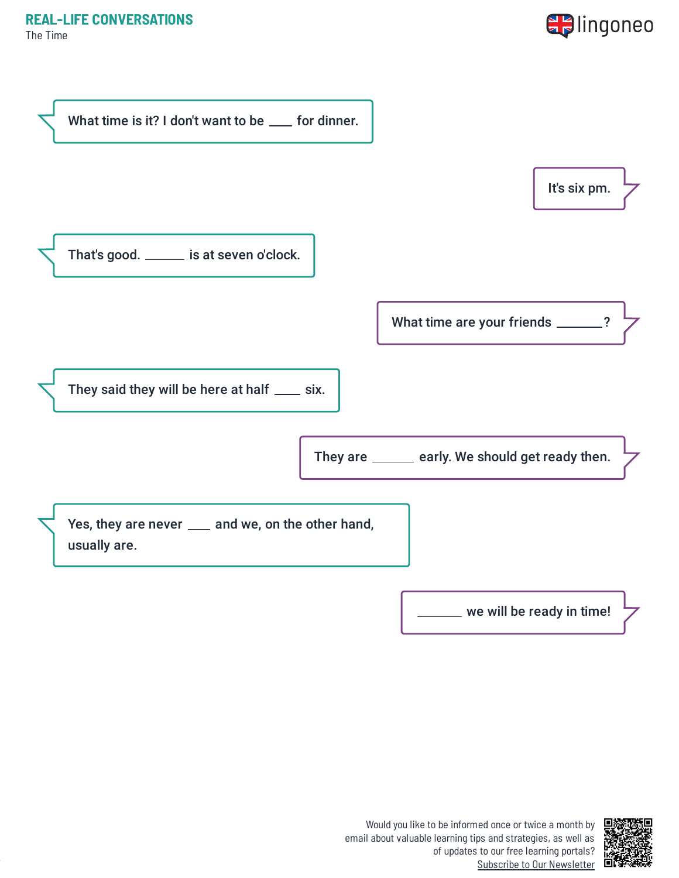# REAL-LIFE CONVERSATIONS

The Time

What time is it? I don't want to be ___ for dinner.

It's six pm.

That's good. ______ is at seven o'clock.

What time are your friends _______?

They said they will be here at half ____ six.

They are ______ early. We should get ready then.

Yes, they are never ___ and we, on the other hand, usually are.

_______ we will be ready in time!

Would you like to be informed once or twice a month by email about valuable learning tips and strategies, as well as of updates to our free learning portals?
Subscribe to Our Newsletter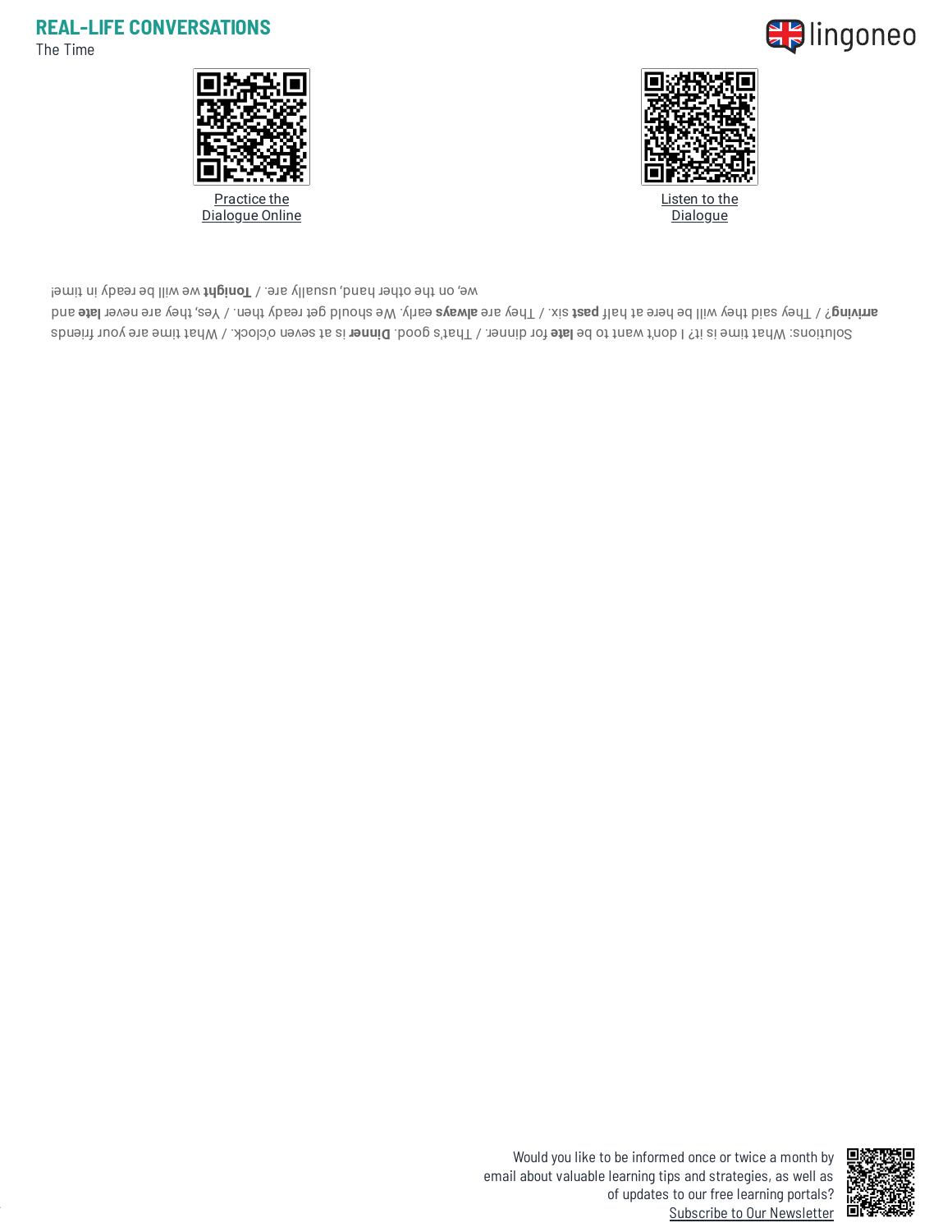Practice the Dialogue Online

Listen to the Dialogue

Solutions: What time is it? I don't want to be **late** for dinner. / That's good. **Dinner** is at seven o'clock. / What time are your friends **arriving**? / They said they will be here at half **past** six. / They are **always** early. We should get ready then. / Yes, they are never **late** and we, on the other hand, usually are. / **Tonight** we will be ready in time!

Would you like to be informed once or twice a month by email about valuable learning tips and strategies, as well as of updates to our free learning portals?
Subscribe to Our Newsletter